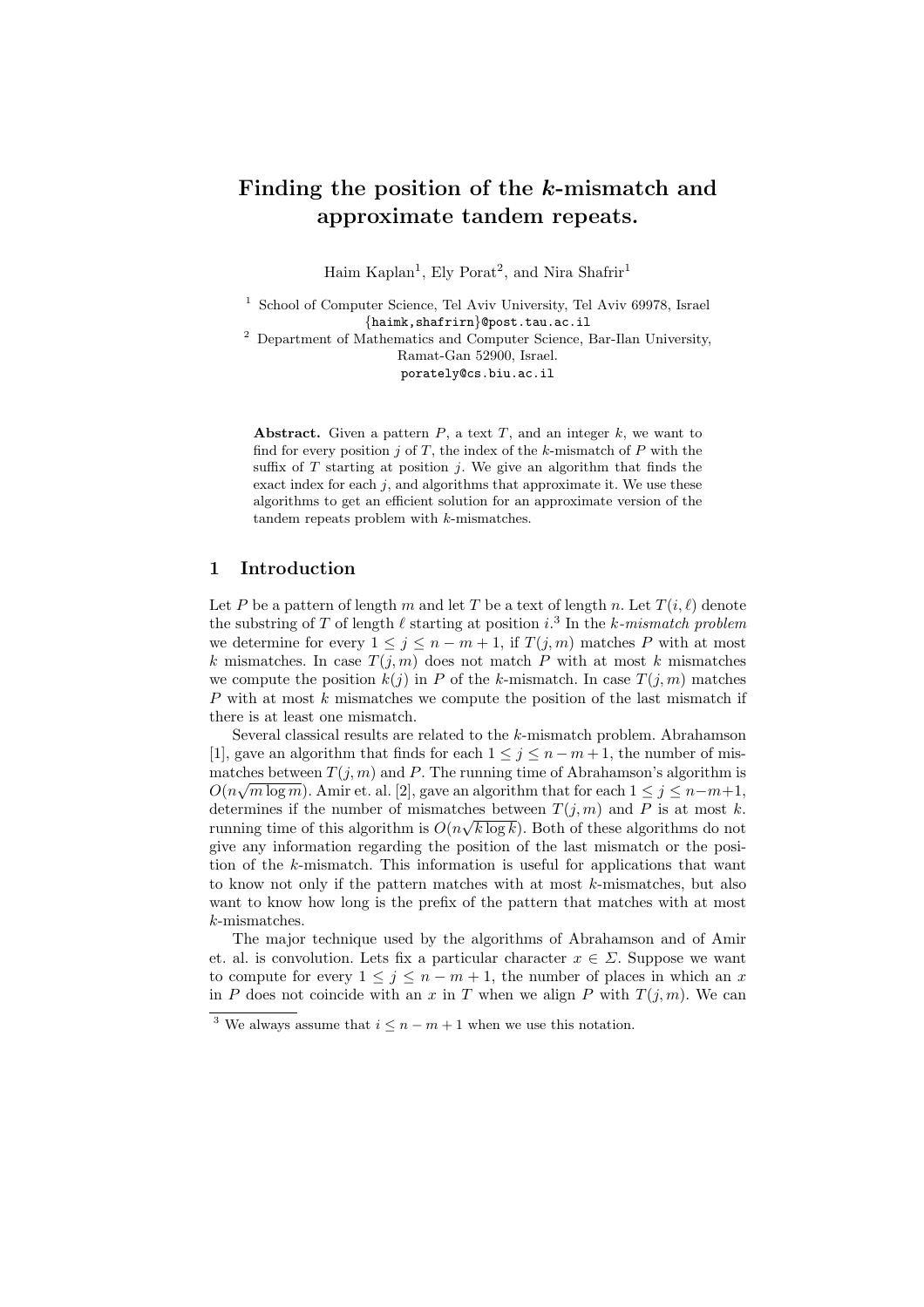# Finding the position of the *k*-mismatch and approximate tandem repeats.

Haim Kaplan[1], Ely Porat[2], and Nira Shafrir[1]

[1] School of Computer Science, Tel Aviv University, Tel Aviv 69978, Israel
{haimk,shafrirn}@post.tau.ac.il

[2] Department of Mathematics and Computer Science, Bar-Ilan University, Ramat-Gan 52900, Israel.
porately@cs.biu.ac.il

**Abstract.** Given a pattern $P$, a text $T$, and an integer $k$, we want to find for every position $j$ of $T$, the index of the $k$-mismatch of $P$ with the suffix of $T$ starting at position $j$. We give an algorithm that finds the exact index for each $j$, and algorithms that approximate it. We use these algorithms to get an efficient solution for an approximate version of the tandem repeats problem with $k$-mismatches.

## 1 Introduction

Let $P$ be a pattern of length $m$ and let $T$ be a text of length $n$. Let $T(i, \ell)$ denote the substring of $T$ of length $\ell$ starting at position $i$.[3] In the *k-mismatch problem* we determine for every $1 \leq j \leq n - m + 1$, if $T(j, m)$ matches $P$ with at most $k$ mismatches. In case $T(j, m)$ does not match $P$ with at most $k$ mismatches we compute the position $k(j)$ in $P$ of the $k$-mismatch. In case $T(j, m)$ matches $P$ with at most $k$ mismatches we compute the position of the last mismatch if there is at least one mismatch.

Several classical results are related to the $k$-mismatch problem. Abrahamson [1], gave an algorithm that finds for each $1 \leq j \leq n - m + 1$, the number of mismatches between $T(j, m)$ and $P$. The running time of Abrahamson's algorithm is $O(n\sqrt{m \log m})$. Amir et. al. [2], gave an algorithm that for each $1 \leq j \leq n-m+1$, determines if the number of mismatches between $T(j, m)$ and $P$ is at most $k$. running time of this algorithm is $O(n\sqrt{k \log k})$. Both of these algorithms do not give any information regarding the position of the last mismatch or the position of the $k$-mismatch. This information is useful for applications that want to know not only if the pattern matches with at most $k$-mismatches, but also want to know how long is the prefix of the pattern that matches with at most $k$-mismatches.

The major technique used by the algorithms of Abrahamson and of Amir et. al. is convolution. Lets fix a particular character $x \in \Sigma$. Suppose we want to compute for every $1 \leq j \leq n - m + 1$, the number of places in which an $x$ in $P$ does not coincide with an $x$ in $T$ when we align $P$ with $T(j, m)$. We can

[3] We always assume that $i \leq n - m + 1$ when we use this notation.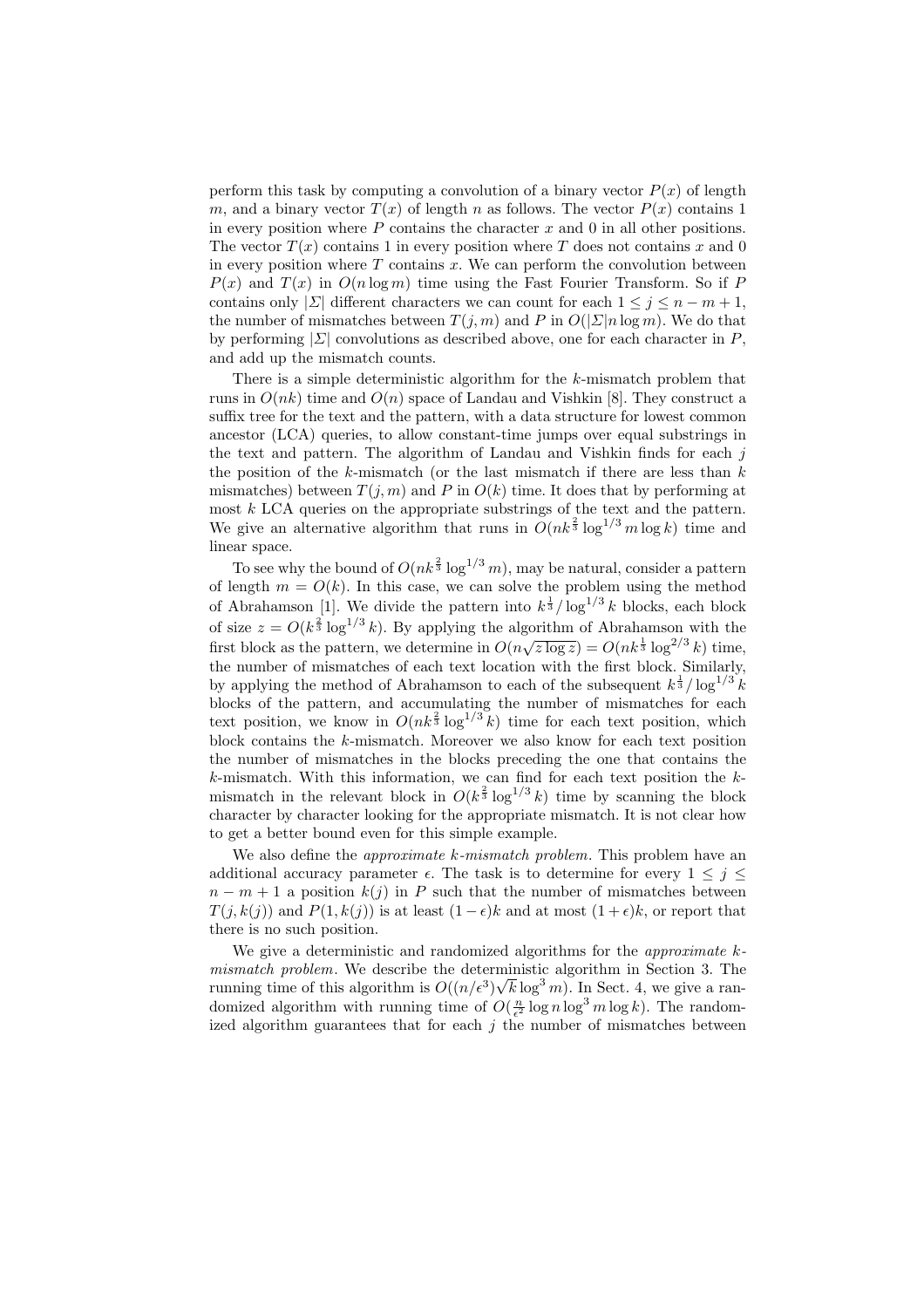perform this task by computing a convolution of a binary vector $P(x)$ of length $m$, and a binary vector $T(x)$ of length $n$ as follows. The vector $P(x)$ contains 1 in every position where $P$ contains the character $x$ and 0 in all other positions. The vector $T(x)$ contains 1 in every position where $T$ does not contains $x$ and 0 in every position where $T$ contains $x$. We can perform the convolution between $P(x)$ and $T(x)$ in $O(n \log m)$ time using the Fast Fourier Transform. So if $P$ contains only $|\Sigma|$ different characters we can count for each $1 \leq j \leq n - m + 1$, the number of mismatches between $T(j, m)$ and $P$ in $O(|\Sigma| n \log m)$. We do that by performing $|\Sigma|$ convolutions as described above, one for each character in $P$, and add up the mismatch counts.

There is a simple deterministic algorithm for the $k$-mismatch problem that runs in $O(nk)$ time and $O(n)$ space of Landau and Vishkin [8]. They construct a suffix tree for the text and the pattern, with a data structure for lowest common ancestor (LCA) queries, to allow constant-time jumps over equal substrings in the text and pattern. The algorithm of Landau and Vishkin finds for each $j$ the position of the $k$-mismatch (or the last mismatch if there are less than $k$ mismatches) between $T(j, m)$ and $P$ in $O(k)$ time. It does that by performing at most $k$ LCA queries on the appropriate substrings of the text and the pattern. We give an alternative algorithm that runs in $O(nk^{\frac{2}{3}} \log^{1/3} m \log k)$ time and linear space.

To see why the bound of $O(nk^{\frac{2}{3}} \log^{1/3} m)$, may be natural, consider a pattern of length $m = O(k)$. In this case, we can solve the problem using the method of Abrahamson [1]. We divide the pattern into $k^{\frac{1}{3}} / \log^{1/3} k$ blocks, each block of size $z = O(k^{\frac{2}{3}} \log^{1/3} k)$. By applying the algorithm of Abrahamson with the first block as the pattern, we determine in $O(n\sqrt{z \log z}) = O(nk^{\frac{1}{3}} \log^{2/3} k)$ time, the number of mismatches of each text location with the first block. Similarly, by applying the method of Abrahamson to each of the subsequent $k^{\frac{1}{3}} / \log^{1/3} k$ blocks of the pattern, and accumulating the number of mismatches for each text position, we know in $O(nk^{\frac{2}{3}} \log^{1/3} k)$ time for each text position, which block contains the $k$-mismatch. Moreover we also know for each text position the number of mismatches in the blocks preceding the one that contains the $k$-mismatch. With this information, we can find for each text position the $k$-mismatch in the relevant block in $O(k^{\frac{2}{3}} \log^{1/3} k)$ time by scanning the block character by character looking for the appropriate mismatch. It is not clear how to get a better bound even for this simple example.

We also define the *approximate $k$-mismatch problem*. This problem have an additional accuracy parameter $\epsilon$. The task is to determine for every $1 \leq j \leq n - m + 1$ a position $k(j)$ in $P$ such that the number of mismatches between $T(j, k(j))$ and $P(1, k(j))$ is at least $(1 - \epsilon)k$ and at most $(1 + \epsilon)k$, or report that there is no such position.

We give a deterministic and randomized algorithms for the *approximate $k$-mismatch problem*. We describe the deterministic algorithm in Section 3. The running time of this algorithm is $O((n/\epsilon^3)\sqrt{k} \log^3 m)$. In Sect. 4, we give a randomized algorithm with running time of $O(\frac{n}{\epsilon^2} \log n \log^3 m \log k)$. The randomized algorithm guarantees that for each $j$ the number of mismatches between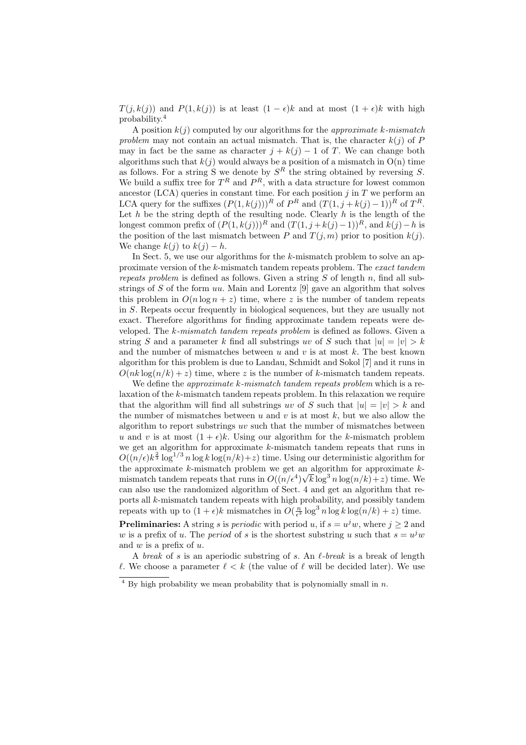$T(j, k(j))$ and $P(1, k(j))$ is at least $(1 - \epsilon)k$ and at most $(1 + \epsilon)k$ with high probability.[4]

A position $k(j)$ computed by our algorithms for the *approximate k-mismatch problem* may not contain an actual mismatch. That is, the character $k(j)$ of $P$ may in fact be the same as character $j + k(j) - 1$ of $T$. We can change both algorithms such that $k(j)$ would always be a position of a mismatch in O(n) time as follows. For a string S we denote by $S^R$ the string obtained by reversing $S$. We build a suffix tree for $T^R$ and $P^R$, with a data structure for lowest common ancestor (LCA) queries in constant time. For each position $j$ in $T$ we perform an LCA query for the suffixes $(P(1, k(j)))^R$ of $P^R$ and $(T(1, j + k(j) - 1))^R$ of $T^R$. Let $h$ be the string depth of the resulting node. Clearly $h$ is the length of the longest common prefix of $(P(1, k(j)))^R$ and $(T(1, j + k(j) - 1))^R$, and $k(j) - h$ is the position of the last mismatch between $P$ and $T(j, m)$ prior to position $k(j)$. We change $k(j)$ to $k(j) - h$.

In Sect. 5, we use our algorithms for the $k$-mismatch problem to solve an approximate version of the $k$-mismatch tandem repeats problem. The *exact tandem repeats problem* is defined as follows. Given a string $S$ of length $n$, find all substrings of $S$ of the form $uu$. Main and Lorentz [9] gave an algorithm that solves this problem in $O(n \log n + z)$ time, where $z$ is the number of tandem repeats in $S$. Repeats occur frequently in biological sequences, but they are usually not exact. Therefore algorithms for finding approximate tandem repeats were developed. The *k-mismatch tandem repeats problem* is defined as follows. Given a string $S$ and a parameter $k$ find all substrings $uv$ of $S$ such that $|u| = |v| > k$ and the number of mismatches between $u$ and $v$ is at most $k$. The best known algorithm for this problem is due to Landau, Schmidt and Sokol [7] and it runs in $O(nk \log(n/k) + z)$ time, where $z$ is the number of $k$-mismatch tandem repeats.

We define the *approximate k-mismatch tandem repeats problem* which is a relaxation of the $k$-mismatch tandem repeats problem. In this relaxation we require that the algorithm will find all substrings $uv$ of $S$ such that $|u| = |v| > k$ and the number of mismatches between $u$ and $v$ is at most $k$, but we also allow the algorithm to report substrings $uv$ such that the number of mismatches between $u$ and $v$ is at most $(1 + \epsilon)k$. Using our algorithm for the $k$-mismatch problem we get an algorithm for approximate $k$-mismatch tandem repeats that runs in $O((n/\epsilon)k^{\frac{2}{3}} \log^{1/3} n \log k \log(n/k) + z)$ time. Using our deterministic algorithm for the approximate $k$-mismatch problem we get an algorithm for approximate $k$-mismatch tandem repeats that runs in $O((n/\epsilon^4)\sqrt{k} \log^3 n \log(n/k) + z)$ time. We can also use the randomized algorithm of Sect. 4 and get an algorithm that reports all $k$-mismatch tandem repeats with high probability, and possibly tandem repeats with up to $(1 + \epsilon)k$ mismatches in $O(\frac{n}{\epsilon^3} \log^3 n \log k \log(n/k) + z)$ time.

**Preliminaries:** A string $s$ is *periodic* with period $u$, if $s = u^j w$, where $j \geq 2$ and $w$ is a prefix of $u$. The *period* of $s$ is the shortest substring $u$ such that $s = u^j w$ and $w$ is a prefix of $u$.

A *break* of $s$ is an aperiodic substring of $s$. An *$\ell$-break* is a break of length $\ell$. We choose a parameter $\ell < k$ (the value of $\ell$ will be decided later). We use

[4] By high probability we mean probability that is polynomially small in $n$.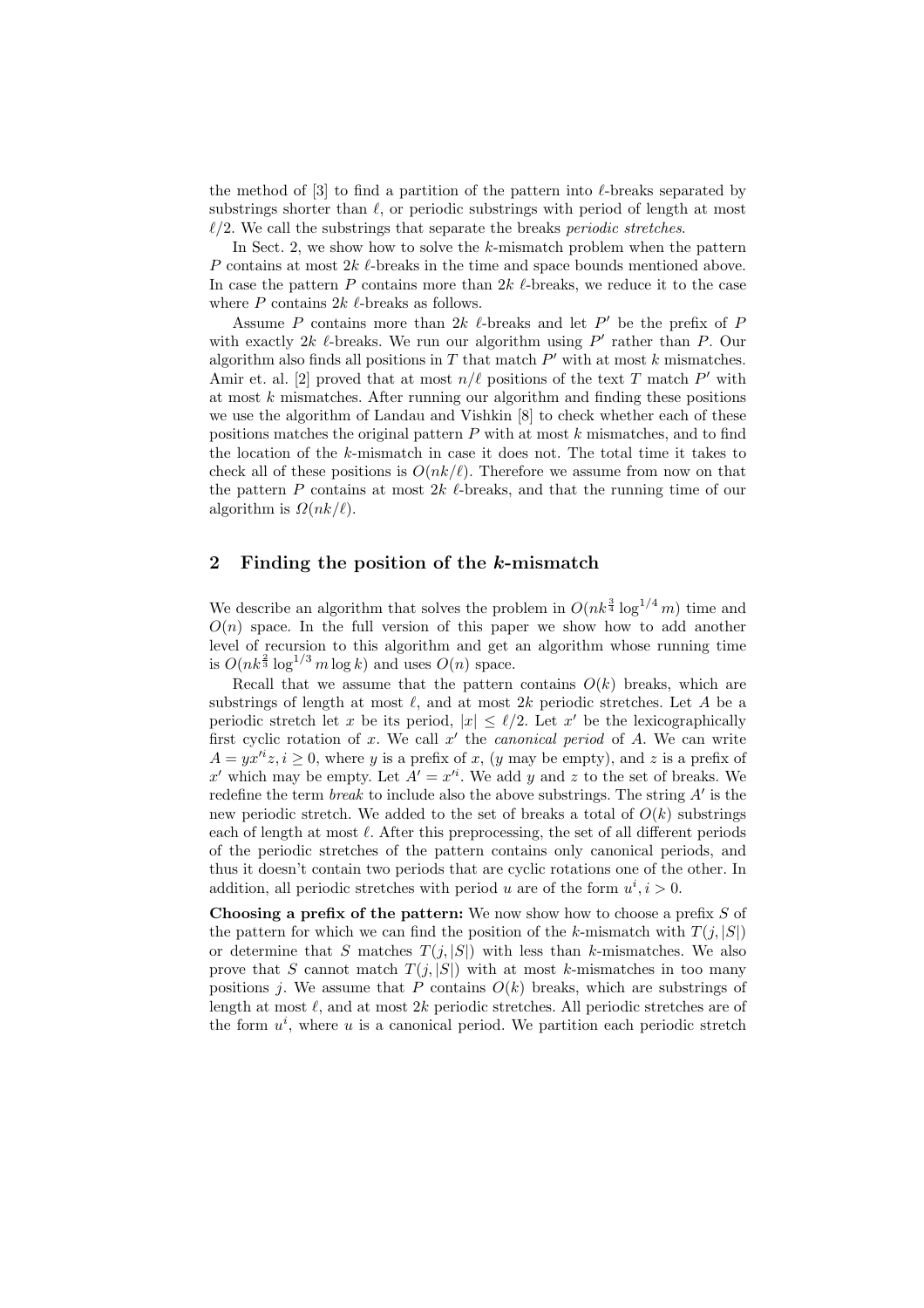the method of [3] to find a partition of the pattern into $\ell$-breaks separated by substrings shorter than $\ell$, or periodic substrings with period of length at most $\ell/2$. We call the substrings that separate the breaks *periodic stretches*.

In Sect. 2, we show how to solve the $k$-mismatch problem when the pattern $P$ contains at most $2k$ $\ell$-breaks in the time and space bounds mentioned above. In case the pattern $P$ contains more than $2k$ $\ell$-breaks, we reduce it to the case where $P$ contains $2k$ $\ell$-breaks as follows.

Assume $P$ contains more than $2k$ $\ell$-breaks and let $P'$ be the prefix of $P$ with exactly $2k$ $\ell$-breaks. We run our algorithm using $P'$ rather than $P$. Our algorithm also finds all positions in $T$ that match $P'$ with at most $k$ mismatches. Amir et. al. [2] proved that at most $n/\ell$ positions of the text $T$ match $P'$ with at most $k$ mismatches. After running our algorithm and finding these positions we use the algorithm of Landau and Vishkin [8] to check whether each of these positions matches the original pattern $P$ with at most $k$ mismatches, and to find the location of the $k$-mismatch in case it does not. The total time it takes to check all of these positions is $O(nk/\ell)$. Therefore we assume from now on that the pattern $P$ contains at most $2k$ $\ell$-breaks, and that the running time of our algorithm is $\Omega(nk/\ell)$.

## 2 Finding the position of the $k$-mismatch

We describe an algorithm that solves the problem in $O(nk^{\frac{3}{4}}\log^{1/4}m)$ time and $O(n)$ space. In the full version of this paper we show how to add another level of recursion to this algorithm and get an algorithm whose running time is $O(nk^{\frac{2}{3}}\log^{1/3}m\log k)$ and uses $O(n)$ space.

Recall that we assume that the pattern contains $O(k)$ breaks, which are substrings of length at most $\ell$, and at most $2k$ periodic stretches. Let $A$ be a periodic stretch let $x$ be its period, $|x| \le \ell/2$. Let $x'$ be the lexicographically first cyclic rotation of $x$. We call $x'$ the *canonical period* of $A$. We can write $A = yx'^{i}z, i \ge 0$, where $y$ is a prefix of $x$, ($y$ may be empty), and $z$ is a prefix of $x'$ which may be empty. Let $A' = x'^{i}$. We add $y$ and $z$ to the set of breaks. We redefine the term *break* to include also the above substrings. The string $A'$ is the new periodic stretch. We added to the set of breaks a total of $O(k)$ substrings each of length at most $\ell$. After this preprocessing, the set of all different periods of the periodic stretches of the pattern contains only canonical periods, and thus it doesn't contain two periods that are cyclic rotations one of the other. In addition, all periodic stretches with period $u$ are of the form $u^i, i > 0$.

**Choosing a prefix of the pattern:** We now show how to choose a prefix $S$ of the pattern for which we can find the position of the $k$-mismatch with $T(j, |S|)$ or determine that $S$ matches $T(j, |S|)$ with less than $k$-mismatches. We also prove that $S$ cannot match $T(j, |S|)$ with at most $k$-mismatches in too many positions $j$. We assume that $P$ contains $O(k)$ breaks, which are substrings of length at most $\ell$, and at most $2k$ periodic stretches. All periodic stretches are of the form $u^i$, where $u$ is a canonical period. We partition each periodic stretch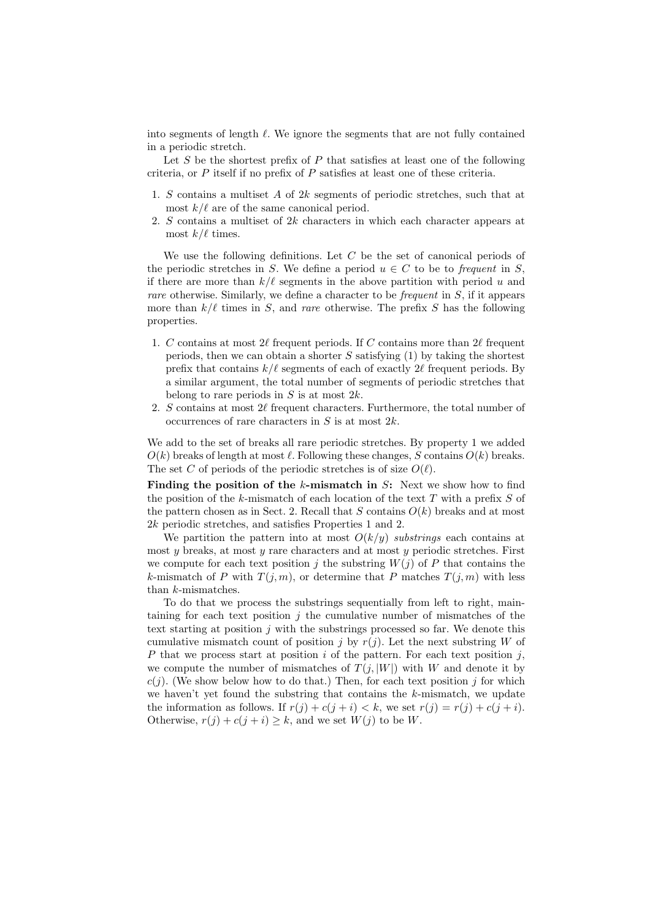into segments of length $\ell$. We ignore the segments that are not fully contained in a periodic stretch.

Let $S$ be the shortest prefix of $P$ that satisfies at least one of the following criteria, or $P$ itself if no prefix of $P$ satisfies at least one of these criteria.

1. $S$ contains a multiset $A$ of $2k$ segments of periodic stretches, such that at most $k/\ell$ are of the same canonical period.
2. $S$ contains a multiset of $2k$ characters in which each character appears at most $k/\ell$ times.

We use the following definitions. Let $C$ be the set of canonical periods of the periodic stretches in $S$. We define a period $u \in C$ to be to *frequent* in $S$, if there are more than $k/\ell$ segments in the above partition with period $u$ and *rare* otherwise. Similarly, we define a character to be *frequent* in $S$, if it appears more than $k/\ell$ times in $S$, and *rare* otherwise. The prefix $S$ has the following properties.

1. $C$ contains at most $2\ell$ frequent periods. If $C$ contains more than $2\ell$ frequent periods, then we can obtain a shorter $S$ satisfying (1) by taking the shortest prefix that contains $k/\ell$ segments of each of exactly $2\ell$ frequent periods. By a similar argument, the total number of segments of periodic stretches that belong to rare periods in $S$ is at most $2k$.
2. $S$ contains at most $2\ell$ frequent characters. Furthermore, the total number of occurrences of rare characters in $S$ is at most $2k$.

We add to the set of breaks all rare periodic stretches. By property 1 we added $O(k)$ breaks of length at most $\ell$. Following these changes, $S$ contains $O(k)$ breaks. The set $C$ of periods of the periodic stretches is of size $O(\ell)$.

**Finding the position of the $k$-mismatch in $S$:** Next we show how to find the position of the $k$-mismatch of each location of the text $T$ with a prefix $S$ of the pattern chosen as in Sect. 2. Recall that $S$ contains $O(k)$ breaks and at most $2k$ periodic stretches, and satisfies Properties 1 and 2.

We partition the pattern into at most $O(k/y)$ *substrings* each contains at most $y$ breaks, at most $y$ rare characters and at most $y$ periodic stretches. First we compute for each text position $j$ the substring $W(j)$ of $P$ that contains the $k$-mismatch of $P$ with $T(j, m)$, or determine that $P$ matches $T(j, m)$ with less than $k$-mismatches.

To do that we process the substrings sequentially from left to right, maintaining for each text position $j$ the cumulative number of mismatches of the text starting at position $j$ with the substrings processed so far. We denote this cumulative mismatch count of position $j$ by $r(j)$. Let the next substring $W$ of $P$ that we process start at position $i$ of the pattern. For each text position $j$, we compute the number of mismatches of $T(j, |W|)$ with $W$ and denote it by $c(j)$. (We show below how to do that.) Then, for each text position $j$ for which we haven't yet found the substring that contains the $k$-mismatch, we update the information as follows. If $r(j) + c(j + i) < k$, we set $r(j) = r(j) + c(j + i)$. Otherwise, $r(j) + c(j + i) \geq k$, and we set $W(j)$ to be $W$.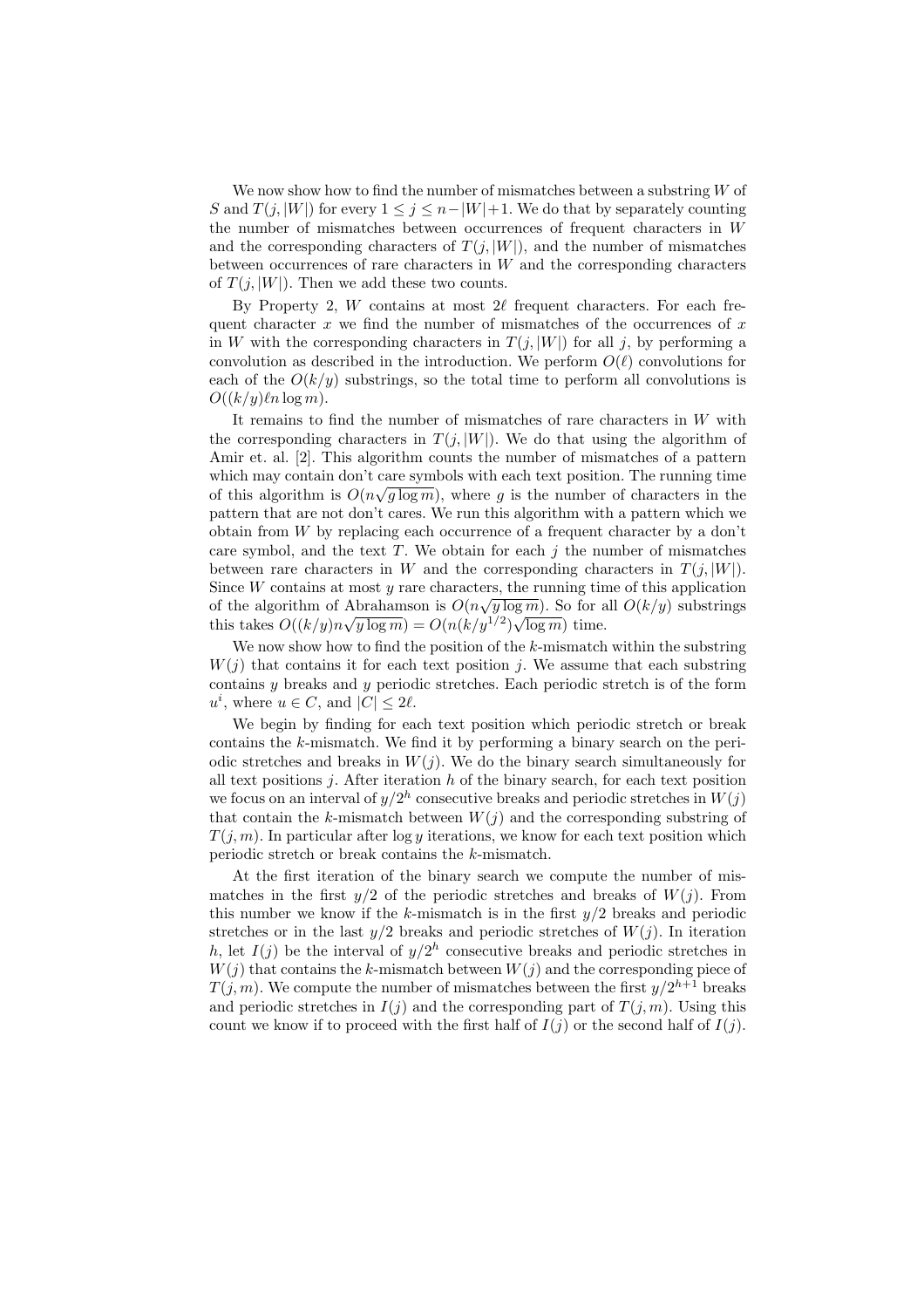We now show how to find the number of mismatches between a substring $W$ of $S$ and $T(j, |W|)$ for every $1 \leq j \leq n - |W| + 1$. We do that by separately counting the number of mismatches between occurrences of frequent characters in $W$ and the corresponding characters of $T(j, |W|)$, and the number of mismatches between occurrences of rare characters in $W$ and the corresponding characters of $T(j, |W|)$. Then we add these two counts.

By Property 2, $W$ contains at most $2\ell$ frequent characters. For each frequent character $x$ we find the number of mismatches of the occurrences of $x$ in $W$ with the corresponding characters in $T(j, |W|)$ for all $j$, by performing a convolution as described in the introduction. We perform $O(\ell)$ convolutions for each of the $O(k/y)$ substrings, so the total time to perform all convolutions is $O((k/y)\ell n \log m)$.

It remains to find the number of mismatches of rare characters in $W$ with the corresponding characters in $T(j, |W|)$. We do that using the algorithm of Amir et. al. [2]. This algorithm counts the number of mismatches of a pattern which may contain don't care symbols with each text position. The running time of this algorithm is $O(n\sqrt{g \log m})$, where $g$ is the number of characters in the pattern that are not don't cares. We run this algorithm with a pattern which we obtain from $W$ by replacing each occurrence of a frequent character by a don't care symbol, and the text $T$. We obtain for each $j$ the number of mismatches between rare characters in $W$ and the corresponding characters in $T(j, |W|)$. Since $W$ contains at most $y$ rare characters, the running time of this application of the algorithm of Abrahamson is $O(n\sqrt{y \log m})$. So for all $O(k/y)$ substrings this takes $O((k/y)n\sqrt{y \log m}) = O(n(k/y^{1/2})\sqrt{\log m})$ time.

We now show how to find the position of the $k$-mismatch within the substring $W(j)$ that contains it for each text position $j$. We assume that each substring contains $y$ breaks and $y$ periodic stretches. Each periodic stretch is of the form $u^i$, where $u \in C$, and $|C| \leq 2\ell$.

We begin by finding for each text position which periodic stretch or break contains the $k$-mismatch. We find it by performing a binary search on the periodic stretches and breaks in $W(j)$. We do the binary search simultaneously for all text positions $j$. After iteration $h$ of the binary search, for each text position we focus on an interval of $y/2^h$ consecutive breaks and periodic stretches in $W(j)$ that contain the $k$-mismatch between $W(j)$ and the corresponding substring of $T(j, m)$. In particular after $\log y$ iterations, we know for each text position which periodic stretch or break contains the $k$-mismatch.

At the first iteration of the binary search we compute the number of mismatches in the first $y/2$ of the periodic stretches and breaks of $W(j)$. From this number we know if the $k$-mismatch is in the first $y/2$ breaks and periodic stretches or in the last $y/2$ breaks and periodic stretches of $W(j)$. In iteration $h$, let $I(j)$ be the interval of $y/2^h$ consecutive breaks and periodic stretches in $W(j)$ that contains the $k$-mismatch between $W(j)$ and the corresponding piece of $T(j, m)$. We compute the number of mismatches between the first $y/2^{h+1}$ breaks and periodic stretches in $I(j)$ and the corresponding part of $T(j, m)$. Using this count we know if to proceed with the first half of $I(j)$ or the second half of $I(j)$.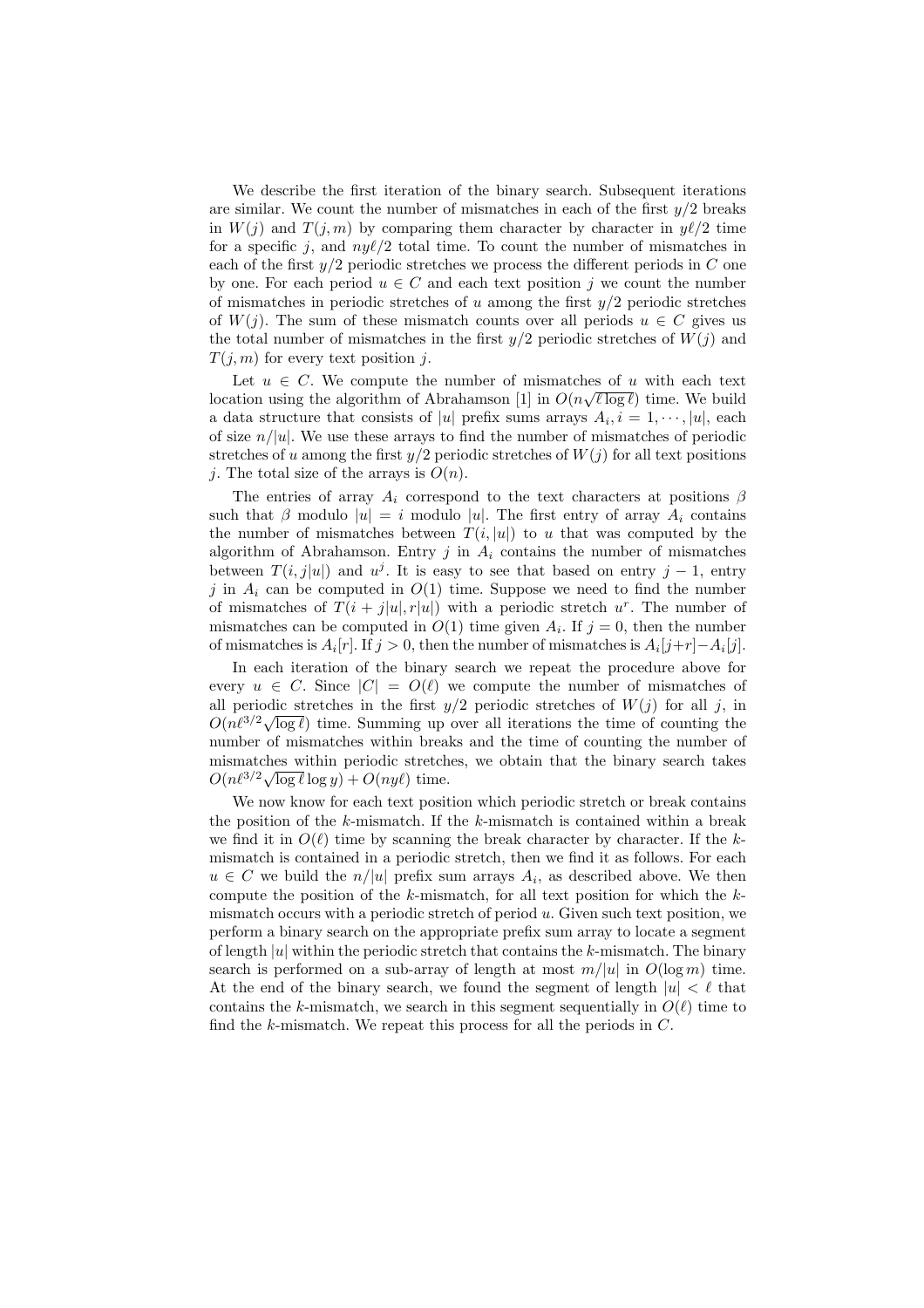We describe the first iteration of the binary search. Subsequent iterations are similar. We count the number of mismatches in each of the first $y/2$ breaks in $W(j)$ and $T(j,m)$ by comparing them character by character in $y\ell/2$ time for a specific $j$, and $ny\ell/2$ total time. To count the number of mismatches in each of the first $y/2$ periodic stretches we process the different periods in $C$ one by one. For each period $u \in C$ and each text position $j$ we count the number of mismatches in periodic stretches of $u$ among the first $y/2$ periodic stretches of $W(j)$. The sum of these mismatch counts over all periods $u \in C$ gives us the total number of mismatches in the first $y/2$ periodic stretches of $W(j)$ and $T(j,m)$ for every text position $j$.

Let $u \in C$. We compute the number of mismatches of $u$ with each text location using the algorithm of Abrahamson [1] in $O(n\sqrt{\ell \log \ell})$ time. We build a data structure that consists of $|u|$ prefix sums arrays $A_i, i = 1, \cdots, |u|$, each of size $n/|u|$. We use these arrays to find the number of mismatches of periodic stretches of $u$ among the first $y/2$ periodic stretches of $W(j)$ for all text positions $j$. The total size of the arrays is $O(n)$.

The entries of array $A_i$ correspond to the text characters at positions $\beta$ such that $\beta$ modulo $|u| = i$ modulo $|u|$. The first entry of array $A_i$ contains the number of mismatches between $T(i,|u|)$ to $u$ that was computed by the algorithm of Abrahamson. Entry $j$ in $A_i$ contains the number of mismatches between $T(i,j|u|)$ and $u^j$. It is easy to see that based on entry $j-1$, entry $j$ in $A_i$ can be computed in $O(1)$ time. Suppose we need to find the number of mismatches of $T(i+j|u|, r|u|)$ with a periodic stretch $u^r$. The number of mismatches can be computed in $O(1)$ time given $A_i$. If $j=0$, then the number of mismatches is $A_i[r]$. If $j>0$, then the number of mismatches is $A_i[j+r]-A_i[j]$.

In each iteration of the binary search we repeat the procedure above for every $u \in C$. Since $|C| = O(\ell)$ we compute the number of mismatches of all periodic stretches in the first $y/2$ periodic stretches of $W(j)$ for all $j$, in $O(n\ell^{3/2}\sqrt{\log \ell})$ time. Summing up over all iterations the time of counting the number of mismatches within breaks and the time of counting the number of mismatches within periodic stretches, we obtain that the binary search takes $O(n\ell^{3/2}\sqrt{\log \ell}\log y) + O(ny\ell)$ time.

We now know for each text position which periodic stretch or break contains the position of the $k$-mismatch. If the $k$-mismatch is contained within a break we find it in $O(\ell)$ time by scanning the break character by character. If the $k$-mismatch is contained in a periodic stretch, then we find it as follows. For each $u \in C$ we build the $n/|u|$ prefix sum arrays $A_i$, as described above. We then compute the position of the $k$-mismatch, for all text position for which the $k$-mismatch occurs with a periodic stretch of period $u$. Given such text position, we perform a binary search on the appropriate prefix sum array to locate a segment of length $|u|$ within the periodic stretch that contains the $k$-mismatch. The binary search is performed on a sub-array of length at most $m/|u|$ in $O(\log m)$ time. At the end of the binary search, we found the segment of length $|u| < \ell$ that contains the $k$-mismatch, we search in this segment sequentially in $O(\ell)$ time to find the $k$-mismatch. We repeat this process for all the periods in $C$.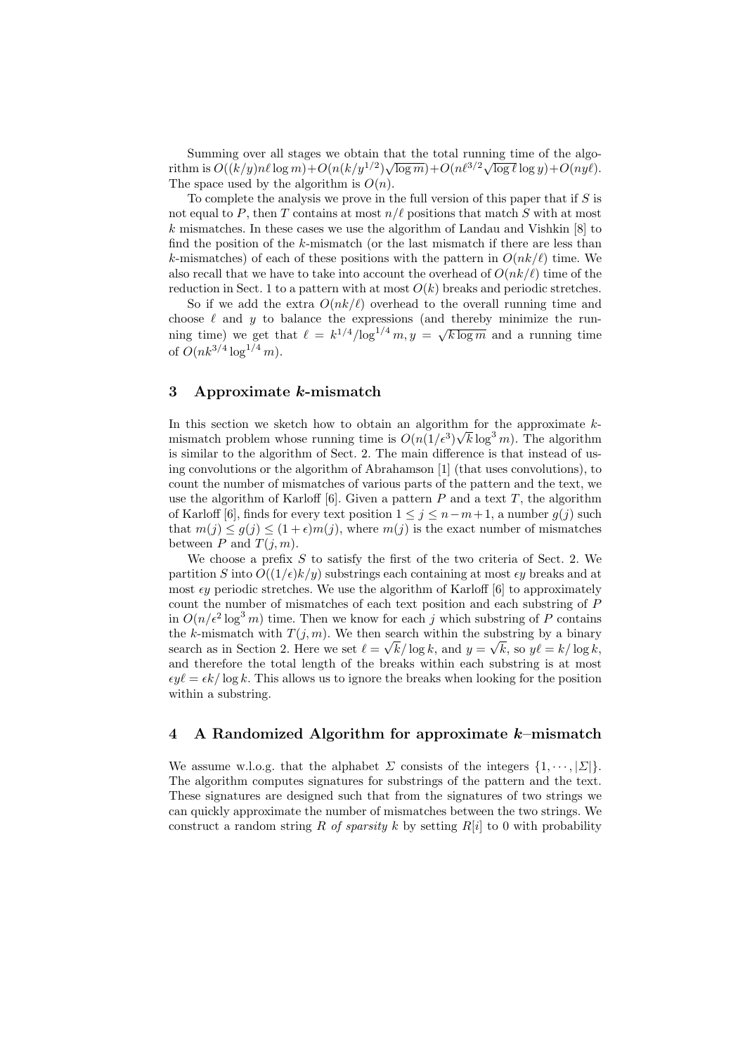Summing over all stages we obtain that the total running time of the algorithm is $O((k/y)n\ell \log m) + O(n(k/y^{1/2})\sqrt{\log m}) + O(n\ell^{3/2}\sqrt{\log \ell}\log y) + O(ny\ell)$. The space used by the algorithm is $O(n)$.

To complete the analysis we prove in the full version of this paper that if $S$ is not equal to $P$, then $T$ contains at most $n/\ell$ positions that match $S$ with at most $k$ mismatches. In these cases we use the algorithm of Landau and Vishkin [8] to find the position of the $k$-mismatch (or the last mismatch if there are less than $k$-mismatches) of each of these positions with the pattern in $O(nk/\ell)$ time. We also recall that we have to take into account the overhead of $O(nk/\ell)$ time of the reduction in Sect. 1 to a pattern with at most $O(k)$ breaks and periodic stretches.

So if we add the extra $O(nk/\ell)$ overhead to the overall running time and choose $\ell$ and $y$ to balance the expressions (and thereby minimize the running time) we get that $\ell = k^{1/4}/\log^{1/4} m$, $y = \sqrt{k \log m}$ and a running time of $O(nk^{3/4}\log^{1/4} m)$.

## 3 Approximate $k$-mismatch

In this section we sketch how to obtain an algorithm for the approximate $k$-mismatch problem whose running time is $O(n(1/\epsilon^3)\sqrt{k}\log^3 m)$. The algorithm is similar to the algorithm of Sect. 2. The main difference is that instead of using convolutions or the algorithm of Abrahamson [1] (that uses convolutions), to count the number of mismatches of various parts of the pattern and the text, we use the algorithm of Karloff [6]. Given a pattern $P$ and a text $T$, the algorithm of Karloff [6], finds for every text position $1 \le j \le n-m+1$, a number $g(j)$ such that $m(j) \le g(j) \le (1+\epsilon)m(j)$, where $m(j)$ is the exact number of mismatches between $P$ and $T(j,m)$.

We choose a prefix $S$ to satisfy the first of the two criteria of Sect. 2. We partition $S$ into $O((1/\epsilon)k/y)$ substrings each containing at most $\epsilon y$ breaks and at most $\epsilon y$ periodic stretches. We use the algorithm of Karloff [6] to approximately count the number of mismatches of each text position and each substring of $P$ in $O(n/\epsilon^2 \log^3 m)$ time. Then we know for each $j$ which substring of $P$ contains the $k$-mismatch with $T(j,m)$. We then search within the substring by a binary search as in Section 2. Here we set $\ell = \sqrt{k}/\log k$, and $y = \sqrt{k}$, so $y\ell = k/\log k$, and therefore the total length of the breaks within each substring is at most $\epsilon y \ell = \epsilon k/\log k$. This allows us to ignore the breaks when looking for the position within a substring.

## 4 A Randomized Algorithm for approximate $k$–mismatch

We assume w.l.o.g. that the alphabet $\Sigma$ consists of the integers $\{1, \cdots, |\Sigma|\}$. The algorithm computes signatures for substrings of the pattern and the text. These signatures are designed such that from the signatures of two strings we can quickly approximate the number of mismatches between the two strings. We construct a random string $R$ *of sparsity* $k$ by setting $R[i]$ to 0 with probability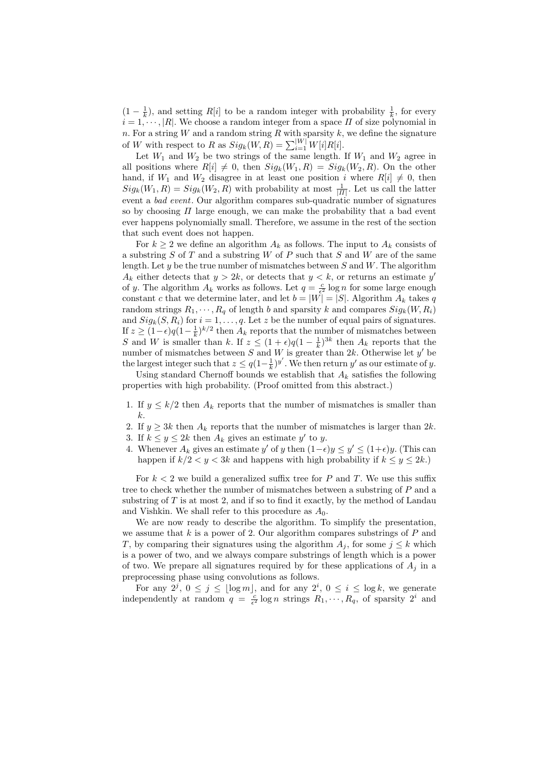$(1 - \frac{1}{k})$, and setting $R[i]$ to be a random integer with probability $\frac{1}{k}$, for every $i = 1, \cdots, |R|$. We choose a random integer from a space $\Pi$ of size polynomial in $n$. For a string $W$ and a random string $R$ with sparsity $k$, we define the signature of $W$ with respect to $R$ as $Sig_k(W, R) = \sum_{i=1}^{|W|} W[i]R[i]$.

Let $W_1$ and $W_2$ be two strings of the same length. If $W_1$ and $W_2$ agree in all positions where $R[i] \neq 0$, then $Sig_k(W_1, R) = Sig_k(W_2, R)$. On the other hand, if $W_1$ and $W_2$ disagree in at least one position $i$ where $R[i] \neq 0$, then $Sig_k(W_1, R) = Sig_k(W_2, R)$ with probability at most $\frac{1}{|\Pi|}$. Let us call the latter event a *bad event*. Our algorithm compares sub-quadratic number of signatures so by choosing $\Pi$ large enough, we can make the probability that a bad event ever happens polynomially small. Therefore, we assume in the rest of the section that such event does not happen.

For $k \geq 2$ we define an algorithm $A_k$ as follows. The input to $A_k$ consists of a substring $S$ of $T$ and a substring $W$ of $P$ such that $S$ and $W$ are of the same length. Let $y$ be the true number of mismatches between $S$ and $W$. The algorithm $A_k$ either detects that $y > 2k$, or detects that $y < k$, or returns an estimate $y'$ of $y$. The algorithm $A_k$ works as follows. Let $q = \frac{c}{\epsilon^2} \log n$ for some large enough constant $c$ that we determine later, and let $b = |W| = |S|$. Algorithm $A_k$ takes $q$ random strings $R_1, \cdots, R_q$ of length $b$ and sparsity $k$ and compares $Sig_k(W, R_i)$ and $Sig_k(S, R_i)$ for $i = 1, \ldots, q$. Let $z$ be the number of equal pairs of signatures. If $z \geq (1-\epsilon)q(1-\frac{1}{k})^{k/2}$ then $A_k$ reports that the number of mismatches between $S$ and $W$ is smaller than $k$. If $z \leq (1+\epsilon)q(1-\frac{1}{k})^{3k}$ then $A_k$ reports that the number of mismatches between $S$ and $W$ is greater than $2k$. Otherwise let $y'$ be the largest integer such that $z \leq q(1-\frac{1}{k})^{y'}$. We then return $y'$ as our estimate of $y$.

Using standard Chernoff bounds we establish that $A_k$ satisfies the following properties with high probability. (Proof omitted from this abstract.)

1. If $y \leq k/2$ then $A_k$ reports that the number of mismatches is smaller than $k$.
2. If $y \geq 3k$ then $A_k$ reports that the number of mismatches is larger than $2k$.
3. If $k \leq y \leq 2k$ then $A_k$ gives an estimate $y'$ to $y$.
4. Whenever $A_k$ gives an estimate $y'$ of $y$ then $(1-\epsilon)y \leq y' \leq (1+\epsilon)y$. (This can happen if $k/2 < y < 3k$ and happens with high probability if $k \leq y \leq 2k$.)

For $k < 2$ we build a generalized suffix tree for $P$ and $T$. We use this suffix tree to check whether the number of mismatches between a substring of $P$ and a substring of $T$ is at most 2, and if so to find it exactly, by the method of Landau and Vishkin. We shall refer to this procedure as $A_0$.

We are now ready to describe the algorithm. To simplify the presentation, we assume that $k$ is a power of 2. Our algorithm compares substrings of $P$ and $T$, by comparing their signatures using the algorithm $A_j$, for some $j \leq k$ which is a power of two, and we always compare substrings of length which is a power of two. We prepare all signatures required by for these applications of $A_j$ in a preprocessing phase using convolutions as follows.

For any $2^j$, $0 \leq j \leq \lfloor \log m \rfloor$, and for any $2^i$, $0 \leq i \leq \log k$, we generate independently at random $q = \frac{c}{\epsilon^2} \log n$ strings $R_1, \cdots, R_q$, of sparsity $2^i$ and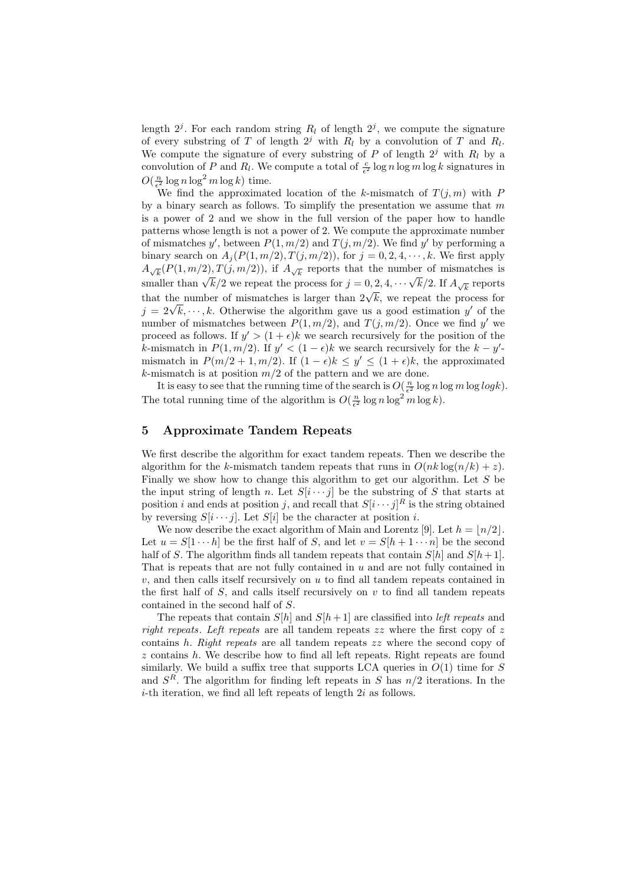length $2^j$. For each random string $R_l$ of length $2^j$, we compute the signature of every substring of $T$ of length $2^j$ with $R_l$ by a convolution of $T$ and $R_l$. We compute the signature of every substring of $P$ of length $2^j$ with $R_l$ by a convolution of $P$ and $R_l$. We compute a total of $\frac{c}{\epsilon^2} \log n \log m \log k$ signatures in $O(\frac{n}{\epsilon^2} \log n \log^2 m \log k)$ time.

We find the approximated location of the $k$-mismatch of $T(j,m)$ with $P$ by a binary search as follows. To simplify the presentation we assume that $m$ is a power of 2 and we show in the full version of the paper how to handle patterns whose length is not a power of 2. We compute the approximate number of mismatches $y'$, between $P(1,m/2)$ and $T(j,m/2)$. We find $y'$ by performing a binary search on $A_j(P(1,m/2),T(j,m/2))$, for $j = 0, 2, 4, \cdots, k$. We first apply $A_{\sqrt{k}}(P(1,m/2),T(j,m/2))$, if $A_{\sqrt{k}}$ reports that the number of mismatches is smaller than $\sqrt{k}/2$ we repeat the process for $j = 0, 2, 4, \cdots \sqrt{k}/2$. If $A_{\sqrt{k}}$ reports that the number of mismatches is larger than $2\sqrt{k}$, we repeat the process for $j = 2\sqrt{k}, \cdots, k$. Otherwise the algorithm gave us a good estimation $y'$ of the number of mismatches between $P(1,m/2)$, and $T(j,m/2)$. Once we find $y'$ we proceed as follows. If $y' > (1+\epsilon)k$ we search recursively for the position of the $k$-mismatch in $P(1,m/2)$. If $y' < (1-\epsilon)k$ we search recursively for the $k-y'$-mismatch in $P(m/2+1,m/2)$. If $(1-\epsilon)k \leq y' \leq (1+\epsilon)k$, the approximated $k$-mismatch is at position $m/2$ of the pattern and we are done.

It is easy to see that the running time of the search is $O(\frac{n}{\epsilon^2} \log n \log m \log logk)$. The total running time of the algorithm is $O(\frac{n}{\epsilon^2} \log n \log^2 m \log k)$.

## 5 Approximate Tandem Repeats

We first describe the algorithm for exact tandem repeats. Then we describe the algorithm for the $k$-mismatch tandem repeats that runs in $O(nk \log(n/k) + z)$. Finally we show how to change this algorithm to get our algorithm. Let $S$ be the input string of length $n$. Let $S[i \cdots j]$ be the substring of $S$ that starts at position $i$ and ends at position $j$, and recall that $S[i \cdots j]^R$ is the string obtained by reversing $S[i \cdots j]$. Let $S[i]$ be the character at position $i$.

We now describe the exact algorithm of Main and Lorentz [9]. Let $h = \lfloor n/2 \rfloor$. Let $u = S[1 \cdots h]$ be the first half of $S$, and let $v = S[h+1 \cdots n]$ be the second half of $S$. The algorithm finds all tandem repeats that contain $S[h]$ and $S[h+1]$. That is repeats that are not fully contained in $u$ and are not fully contained in $v$, and then calls itself recursively on $u$ to find all tandem repeats contained in the first half of $S$, and calls itself recursively on $v$ to find all tandem repeats contained in the second half of $S$.

The repeats that contain $S[h]$ and $S[h+1]$ are classified into *left repeats* and *right repeats*. *Left repeats* are all tandem repeats $zz$ where the first copy of $z$ contains $h$. *Right repeats* are all tandem repeats $zz$ where the second copy of $z$ contains $h$. We describe how to find all left repeats. Right repeats are found similarly. We build a suffix tree that supports LCA queries in $O(1)$ time for $S$ and $S^R$. The algorithm for finding left repeats in $S$ has $n/2$ iterations. In the $i$-th iteration, we find all left repeats of length $2i$ as follows.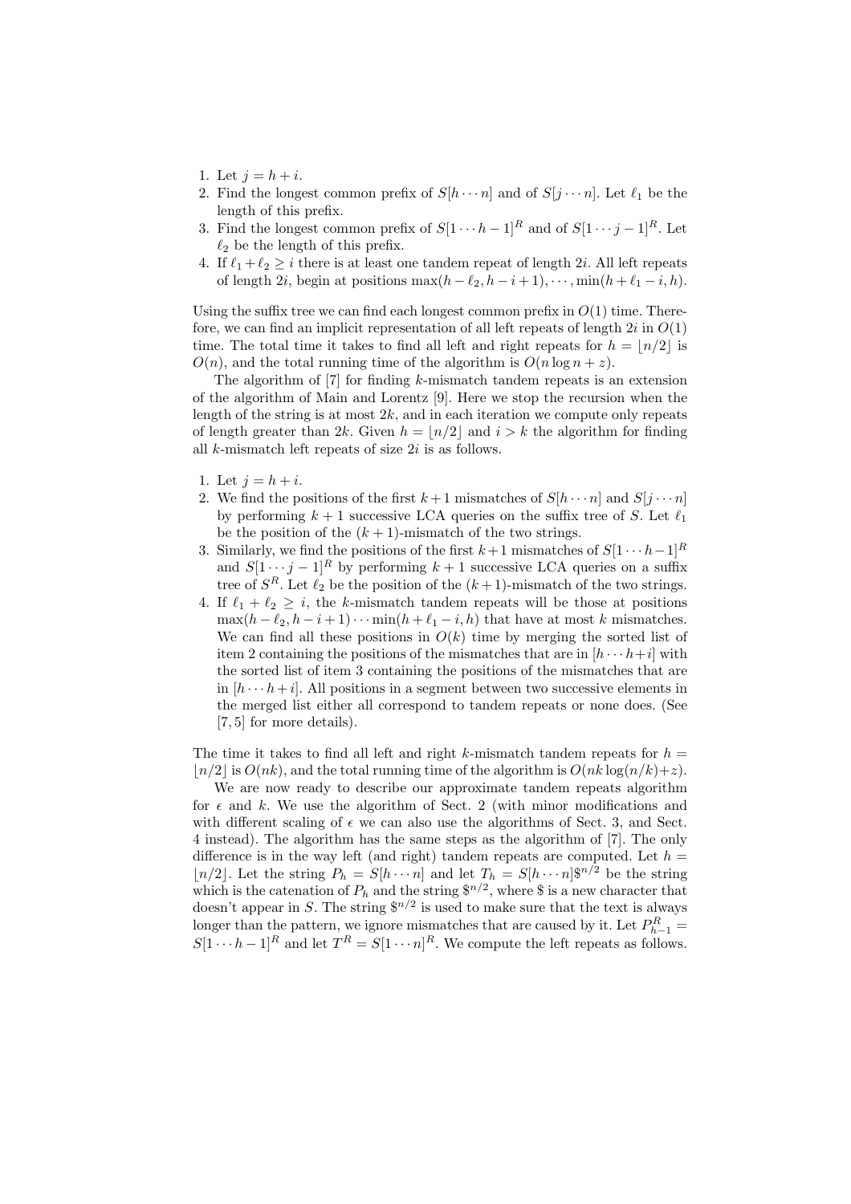1. Let $j = h + i$.
2. Find the longest common prefix of $S[h \cdots n]$ and of $S[j \cdots n]$. Let $\ell_1$ be the length of this prefix.
3. Find the longest common prefix of $S[1 \cdots h-1]^R$ and of $S[1 \cdots j-1]^R$. Let $\ell_2$ be the length of this prefix.
4. If $\ell_1 + \ell_2 \geq i$ there is at least one tandem repeat of length $2i$. All left repeats of length $2i$, begin at positions $\max(h - \ell_2, h - i + 1), \cdots, \min(h + \ell_1 - i, h)$.

Using the suffix tree we can find each longest common prefix in $O(1)$ time. Therefore, we can find an implicit representation of all left repeats of length $2i$ in $O(1)$ time. The total time it takes to find all left and right repeats for $h = \lfloor n/2 \rfloor$ is $O(n)$, and the total running time of the algorithm is $O(n \log n + z)$.

The algorithm of [7] for finding $k$-mismatch tandem repeats is an extension of the algorithm of Main and Lorentz [9]. Here we stop the recursion when the length of the string is at most $2k$, and in each iteration we compute only repeats of length greater than $2k$. Given $h = \lfloor n/2 \rfloor$ and $i > k$ the algorithm for finding all $k$-mismatch left repeats of size $2i$ is as follows.

1. Let $j = h + i$.
2. We find the positions of the first $k+1$ mismatches of $S[h \cdots n]$ and $S[j \cdots n]$ by performing $k+1$ successive LCA queries on the suffix tree of $S$. Let $\ell_1$ be the position of the $(k+1)$-mismatch of the two strings.
3. Similarly, we find the positions of the first $k+1$ mismatches of $S[1 \cdots h-1]^R$ and $S[1 \cdots j-1]^R$ by performing $k+1$ successive LCA queries on a suffix tree of $S^R$. Let $\ell_2$ be the position of the $(k+1)$-mismatch of the two strings.
4. If $\ell_1 + \ell_2 \geq i$, the $k$-mismatch tandem repeats will be those at positions $\max(h - \ell_2, h - i + 1) \cdots \min(h + \ell_1 - i, h)$ that have at most $k$ mismatches. We can find all these positions in $O(k)$ time by merging the sorted list of item 2 containing the positions of the mismatches that are in $[h \cdots h+i]$ with the sorted list of item 3 containing the positions of the mismatches that are in $[h \cdots h+i]$. All positions in a segment between two successive elements in the merged list either all correspond to tandem repeats or none does. (See [7, 5] for more details).

The time it takes to find all left and right $k$-mismatch tandem repeats for $h = \lfloor n/2 \rfloor$ is $O(nk)$, and the total running time of the algorithm is $O(nk \log(n/k) + z)$.

We are now ready to describe our approximate tandem repeats algorithm for $\epsilon$ and $k$. We use the algorithm of Sect. 2 (with minor modifications and with different scaling of $\epsilon$ we can also use the algorithms of Sect. 3, and Sect. 4 instead). The algorithm has the same steps as the algorithm of [7]. The only difference is in the way left (and right) tandem repeats are computed. Let $h = \lfloor n/2 \rfloor$. Let the string $P_h = S[h \cdots n]$ and let $T_h = S[h \cdots n]\$^{n/2}$ be the string which is the catenation of $P_h$ and the string $\$^{n/2}$, where \$ is a new character that doesn't appear in $S$. The string $\$^{n/2}$ is used to make sure that the text is always longer than the pattern, we ignore mismatches that are caused by it. Let $P^R_{h-1} = S[1 \cdots h-1]^R$ and let $T^R = S[1 \cdots n]^R$. We compute the left repeats as follows.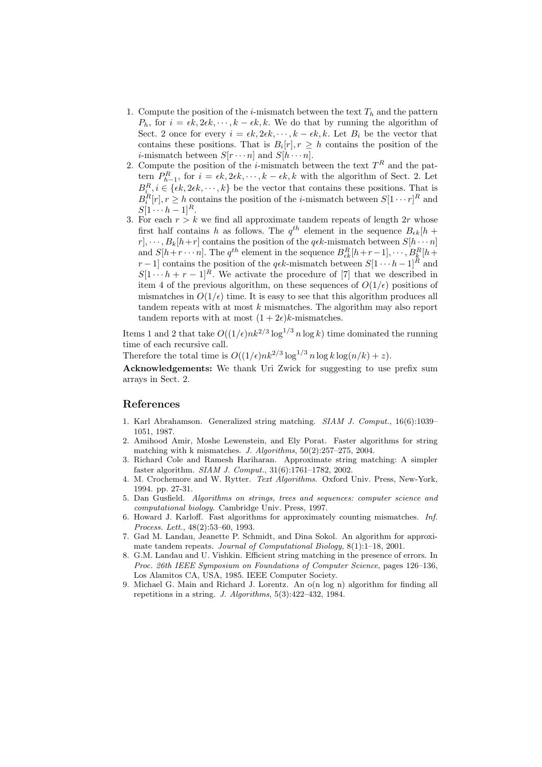1. Compute the position of the $i$-mismatch between the text $T_h$ and the pattern $P_h$, for $i = \epsilon k, 2\epsilon k, \cdots, k - \epsilon k, k$. We do that by running the algorithm of Sect. 2 once for every $i = \epsilon k, 2\epsilon k, \cdots, k - \epsilon k, k$. Let $B_i$ be the vector that contains these positions. That is $B_i[r], r \geq h$ contains the position of the $i$-mismatch between $S[r \cdots n]$ and $S[h \cdots n]$.
2. Compute the position of the $i$-mismatch between the text $T^R$ and the pattern $P^R_{h-1}$, for $i = \epsilon k, 2\epsilon k, \cdots, k - \epsilon k, k$ with the algorithm of Sect. 2. Let $B^R_i, i \in \{\epsilon k, 2\epsilon k, \cdots, k\}$ be the vector that contains these positions. That is $B^R_i[r], r \geq h$ contains the position of the $i$-mismatch between $S[1 \cdots r]^R$ and $S[1 \cdots h-1]^R$.
3. For each $r > k$ we find all approximate tandem repeats of length $2r$ whose first half contains $h$ as follows. The $q^{th}$ element in the sequence $B_{\epsilon k}[h + r], \cdots, B_k[h+r]$ contains the position of the $q\epsilon k$-mismatch between $S[h \cdots n]$ and $S[h+r \cdots n]$. The $q^{th}$ element in the sequence $B^R_{\epsilon k}[h+r-1], \cdots, B^R_k[h+r-1]$ contains the position of the $q\epsilon k$-mismatch between $S[1 \cdots h-1]^R$ and $S[1 \cdots h+r-1]^R$. We activate the procedure of [7] that we described in item 4 of the previous algorithm, on these sequences of $O(1/\epsilon)$ positions of mismatches in $O(1/\epsilon)$ time. It is easy to see that this algorithm produces all tandem repeats with at most $k$ mismatches. The algorithm may also report tandem reports with at most $(1 + 2\epsilon)k$-mismatches.

Items 1 and 2 that take $O((1/\epsilon)nk^{2/3} \log^{1/3} n \log k)$ time dominated the running time of each recursive call.

Therefore the total time is $O((1/\epsilon)nk^{2/3} \log^{1/3} n \log k \log(n/k) + z)$.

**Acknowledgements:** We thank Uri Zwick for suggesting to use prefix sum arrays in Sect. 2.

## References

1. Karl Abrahamson. Generalized string matching. *SIAM J. Comput.*, 16(6):1039–1051, 1987.
2. Amihood Amir, Moshe Lewenstein, and Ely Porat. Faster algorithms for string matching with k mismatches. *J. Algorithms*, 50(2):257–275, 2004.
3. Richard Cole and Ramesh Hariharan. Approximate string matching: A simpler faster algorithm. *SIAM J. Comput.*, 31(6):1761–1782, 2002.
4. M. Crochemore and W. Rytter. *Text Algorithms*. Oxford Univ. Press, New-York, 1994. pp. 27-31.
5. Dan Gusfield. *Algorithms on strings, trees and sequences: computer science and computational biology*. Cambridge Univ. Press, 1997.
6. Howard J. Karloff. Fast algorithms for approximately counting mismatches. *Inf. Process. Lett.*, 48(2):53–60, 1993.
7. Gad M. Landau, Jeanette P. Schmidt, and Dina Sokol. An algorithm for approximate tandem repeats. *Journal of Computational Biology*, 8(1):1–18, 2001.
8. G.M. Landau and U. Vishkin. Efficient string matching in the presence of errors. In *Proc. 26th IEEE Symposium on Foundations of Computer Science*, pages 126–136, Los Alamitos CA, USA, 1985. IEEE Computer Society.
9. Michael G. Main and Richard J. Lorentz. An o(n log n) algorithm for finding all repetitions in a string. *J. Algorithms*, 5(3):422–432, 1984.